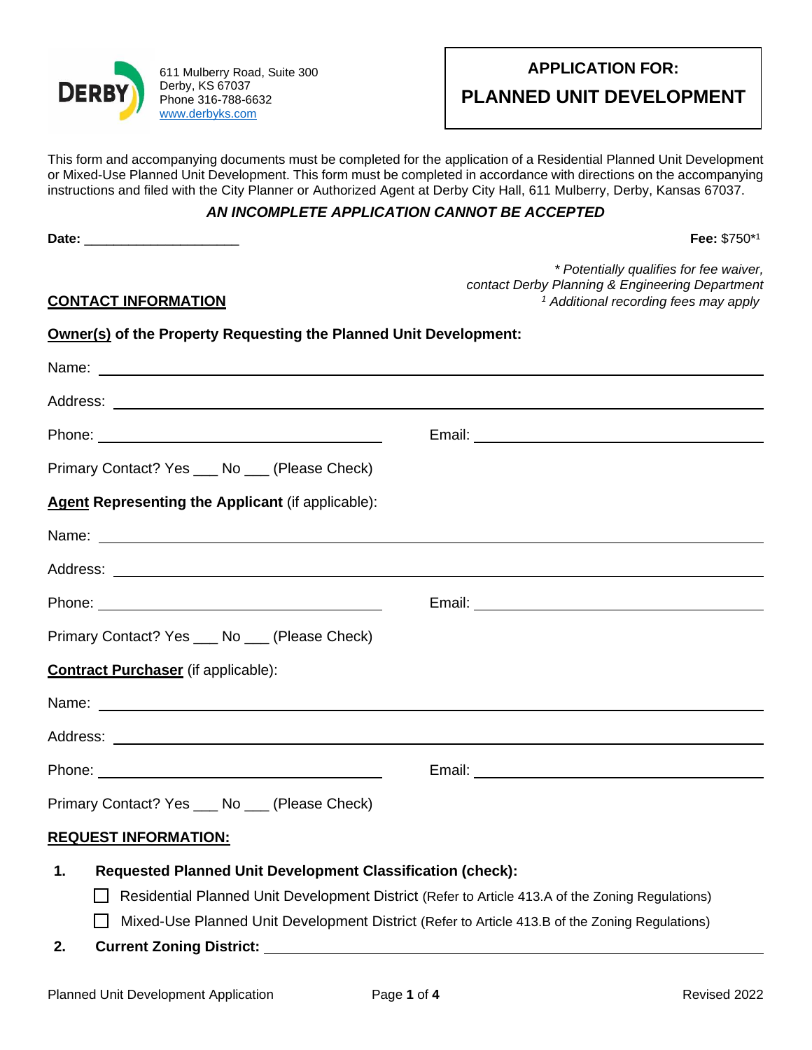611 Mulberry Road, Suite 300
Derby, KS 67037
Phone 316-788-6632
www.derbyks.com

# APPLICATION FOR:
# PLANNED UNIT DEVELOPMENT

This form and accompanying documents must be completed for the application of a Residential Planned Unit Development or Mixed-Use Planned Unit Development. This form must be completed in accordance with directions on the accompanying instructions and filed with the City Planner or Authorized Agent at Derby City Hall, 611 Mulberry, Derby, Kansas 67037.

***AN INCOMPLETE APPLICATION CANNOT BE ACCEPTED***

**Date:** ____________________

**Fee:** $750*[1]

*\* Potentially qualifies for fee waiver, contact Derby Planning & Engineering Department*
*[1] Additional recording fees may apply*

## CONTACT INFORMATION

**Owner(s) of the Property Requesting the Planned Unit Development:**

Name: ____________________

Address: ____________________

Phone: ____________________ Email: ____________________

Primary Contact? Yes ___ No ___ (Please Check)

**Agent Representing the Applicant** (if applicable):

Name: ____________________

Address: ____________________

Phone: ____________________ Email: ____________________

Primary Contact? Yes ___ No ___ (Please Check)

**Contract Purchaser** (if applicable):

Name: ____________________

Address: ____________________

Phone: ____________________ Email: ____________________

Primary Contact? Yes ___ No ___ (Please Check)

## REQUEST INFORMATION:

1. **Requested Planned Unit Development Classification (check):**
   - ☐ Residential Planned Unit Development District (Refer to Article 413.A of the Zoning Regulations)
   - ☐ Mixed-Use Planned Unit Development District (Refer to Article 413.B of the Zoning Regulations)
2. **Current Zoning District:** ____________________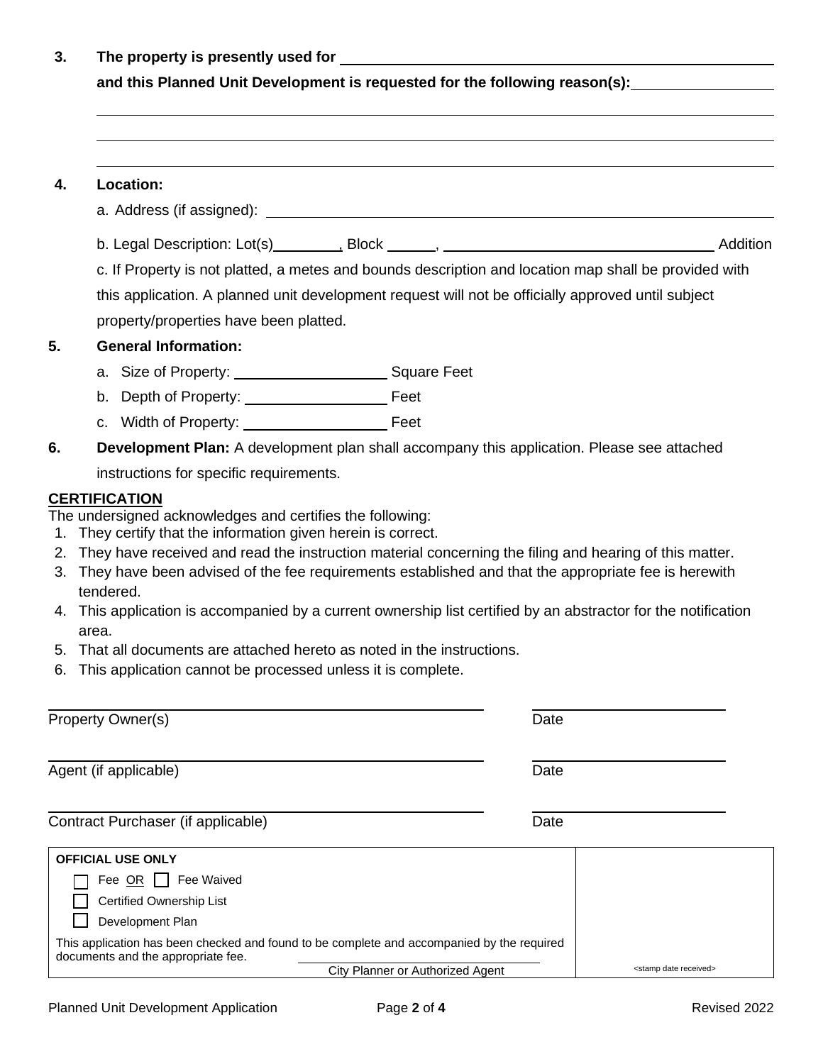3. **The property is presently used for** ______________________________

   **and this Planned Unit Development is requested for the following reason(s):** ______________________________

   ______________________________

   ______________________________

   ______________________________

4. **Location:**

   a. Address (if assigned): ______________________________

   b. Legal Description: Lot(s)________, Block ______, ______________________________ Addition

   c. If Property is not platted, a metes and bounds description and location map shall be provided with this application. A planned unit development request will not be officially approved until subject property/properties have been platted.

5. **General Information:**

   a. Size of Property: __________________ Square Feet

   b. Depth of Property: __________________ Feet

   c. Width of Property: __________________ Feet

6. **Development Plan:** A development plan shall accompany this application. Please see attached instructions for specific requirements.

**CERTIFICATION**

The undersigned acknowledges and certifies the following:

1. They certify that the information given herein is correct.
2. They have received and read the instruction material concerning the filing and hearing of this matter.
3. They have been advised of the fee requirements established and that the appropriate fee is herewith tendered.
4. This application is accompanied by a current ownership list certified by an abstractor for the notification area.
5. That all documents are attached hereto as noted in the instructions.
6. This application cannot be processed unless it is complete.

______________________________ ______________________
Property Owner(s) Date

______________________________ ______________________
Agent (if applicable) Date

______________________________ ______________________
Contract Purchaser (if applicable) Date

| OFFICIAL USE ONLY | |
|---|---|
| ☐ Fee OR ☐ Fee Waived<br>☐ Certified Ownership List<br>☐ Development Plan<br>This application has been checked and found to be complete and accompanied by the required documents and the appropriate fee.<br>______________________________<br>City Planner or Authorized Agent | <stamp date received> |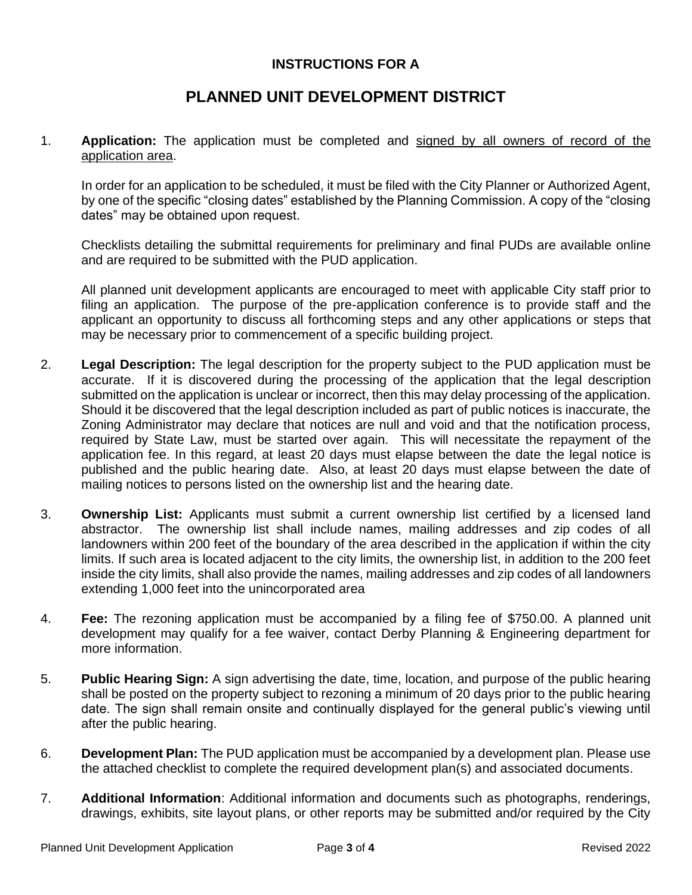## INSTRUCTIONS FOR A

# PLANNED UNIT DEVELOPMENT DISTRICT

1. **Application:** The application must be completed and <u>signed by all owners of record of the application area</u>.

   In order for an application to be scheduled, it must be filed with the City Planner or Authorized Agent, by one of the specific "closing dates" established by the Planning Commission. A copy of the "closing dates" may be obtained upon request.

   Checklists detailing the submittal requirements for preliminary and final PUDs are available online and are required to be submitted with the PUD application.

   All planned unit development applicants are encouraged to meet with applicable City staff prior to filing an application. The purpose of the pre-application conference is to provide staff and the applicant an opportunity to discuss all forthcoming steps and any other applications or steps that may be necessary prior to commencement of a specific building project.

2. **Legal Description:** The legal description for the property subject to the PUD application must be accurate. If it is discovered during the processing of the application that the legal description submitted on the application is unclear or incorrect, then this may delay processing of the application. Should it be discovered that the legal description included as part of public notices is inaccurate, the Zoning Administrator may declare that notices are null and void and that the notification process, required by State Law, must be started over again. This will necessitate the repayment of the application fee. In this regard, at least 20 days must elapse between the date the legal notice is published and the public hearing date. Also, at least 20 days must elapse between the date of mailing notices to persons listed on the ownership list and the hearing date.

3. **Ownership List:** Applicants must submit a current ownership list certified by a licensed land abstractor. The ownership list shall include names, mailing addresses and zip codes of all landowners within 200 feet of the boundary of the area described in the application if within the city limits. If such area is located adjacent to the city limits, the ownership list, in addition to the 200 feet inside the city limits, shall also provide the names, mailing addresses and zip codes of all landowners extending 1,000 feet into the unincorporated area

4. **Fee:** The rezoning application must be accompanied by a filing fee of $750.00. A planned unit development may qualify for a fee waiver, contact Derby Planning & Engineering department for more information.

5. **Public Hearing Sign:** A sign advertising the date, time, location, and purpose of the public hearing shall be posted on the property subject to rezoning a minimum of 20 days prior to the public hearing date. The sign shall remain onsite and continually displayed for the general public's viewing until after the public hearing.

6. **Development Plan:** The PUD application must be accompanied by a development plan. Please use the attached checklist to complete the required development plan(s) and associated documents.

7. **Additional Information**: Additional information and documents such as photographs, renderings, drawings, exhibits, site layout plans, or other reports may be submitted and/or required by the City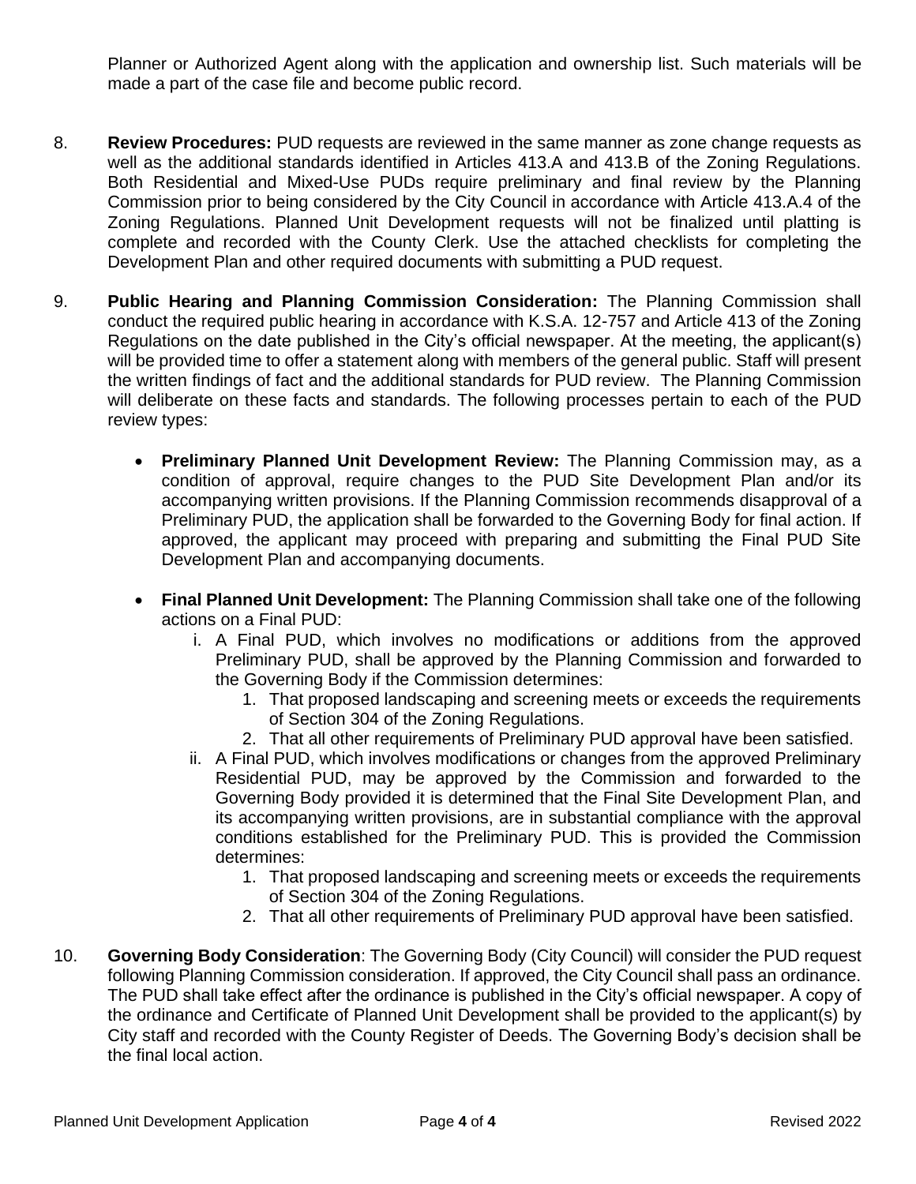Planner or Authorized Agent along with the application and ownership list. Such materials will be made a part of the case file and become public record.

8. **Review Procedures:** PUD requests are reviewed in the same manner as zone change requests as well as the additional standards identified in Articles 413.A and 413.B of the Zoning Regulations. Both Residential and Mixed-Use PUDs require preliminary and final review by the Planning Commission prior to being considered by the City Council in accordance with Article 413.A.4 of the Zoning Regulations. Planned Unit Development requests will not be finalized until platting is complete and recorded with the County Clerk. Use the attached checklists for completing the Development Plan and other required documents with submitting a PUD request.

9. **Public Hearing and Planning Commission Consideration:** The Planning Commission shall conduct the required public hearing in accordance with K.S.A. 12-757 and Article 413 of the Zoning Regulations on the date published in the City's official newspaper. At the meeting, the applicant(s) will be provided time to offer a statement along with members of the general public. Staff will present the written findings of fact and the additional standards for PUD review. The Planning Commission will deliberate on these facts and standards. The following processes pertain to each of the PUD review types:

   - **Preliminary Planned Unit Development Review:** The Planning Commission may, as a condition of approval, require changes to the PUD Site Development Plan and/or its accompanying written provisions. If the Planning Commission recommends disapproval of a Preliminary PUD, the application shall be forwarded to the Governing Body for final action. If approved, the applicant may proceed with preparing and submitting the Final PUD Site Development Plan and accompanying documents.
   - **Final Planned Unit Development:** The Planning Commission shall take one of the following actions on a Final PUD:
     - i. A Final PUD, which involves no modifications or additions from the approved Preliminary PUD, shall be approved by the Planning Commission and forwarded to the Governing Body if the Commission determines:
       1. That proposed landscaping and screening meets or exceeds the requirements of Section 304 of the Zoning Regulations.
       2. That all other requirements of Preliminary PUD approval have been satisfied.
     - ii. A Final PUD, which involves modifications or changes from the approved Preliminary Residential PUD, may be approved by the Commission and forwarded to the Governing Body provided it is determined that the Final Site Development Plan, and its accompanying written provisions, are in substantial compliance with the approval conditions established for the Preliminary PUD. This is provided the Commission determines:
       1. That proposed landscaping and screening meets or exceeds the requirements of Section 304 of the Zoning Regulations.
       2. That all other requirements of Preliminary PUD approval have been satisfied.

10. **Governing Body Consideration**: The Governing Body (City Council) will consider the PUD request following Planning Commission consideration. If approved, the City Council shall pass an ordinance. The PUD shall take effect after the ordinance is published in the City's official newspaper. A copy of the ordinance and Certificate of Planned Unit Development shall be provided to the applicant(s) by City staff and recorded with the County Register of Deeds. The Governing Body's decision shall be the final local action.